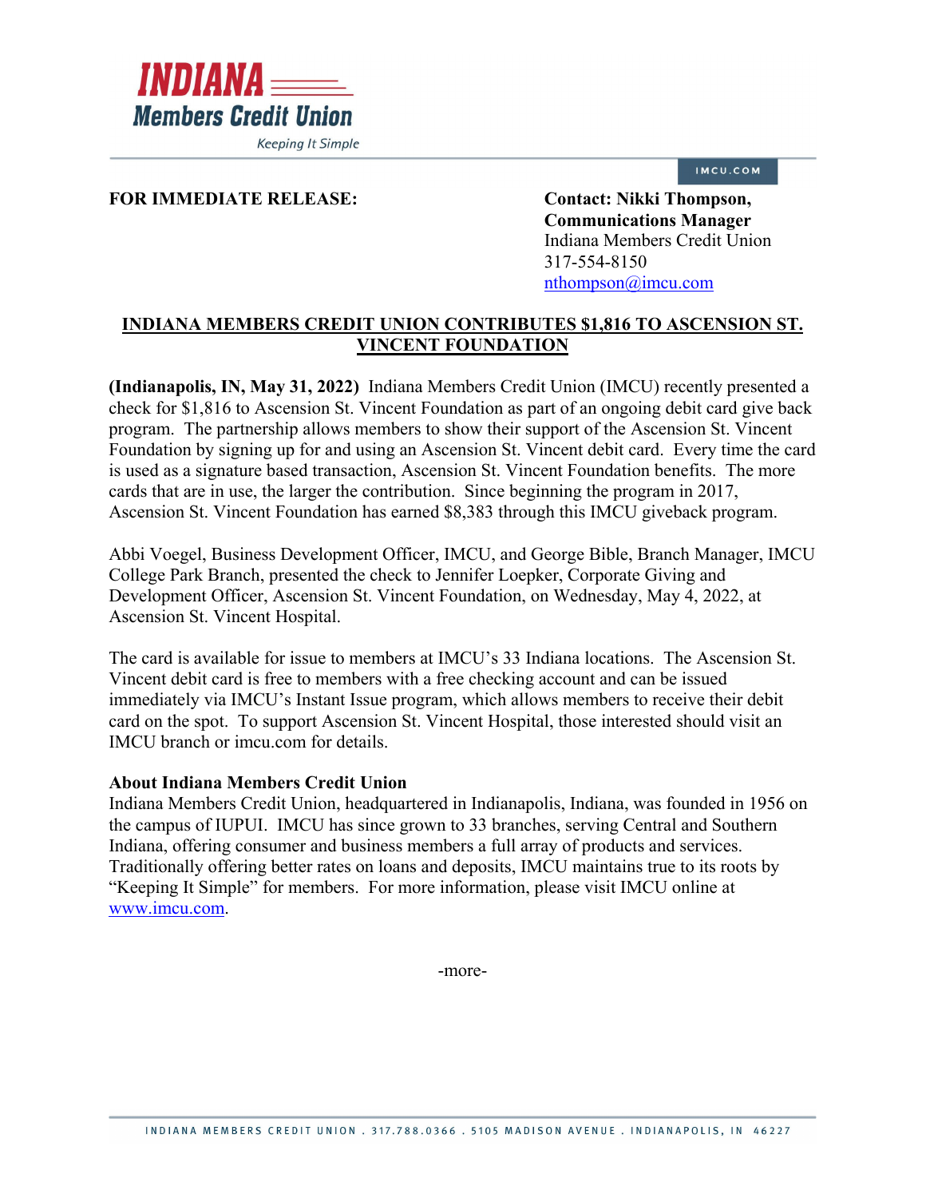INDIANA Members Credit Union

Keeping It Simple

IMCU.COM

**FOR IMMEDIATE RELEASE:**

**Contact: Nikki Thompson, Communications Manager**
Indiana Members Credit Union
317-554-8150
nthompson@imcu.com

## INDIANA MEMBERS CREDIT UNION CONTRIBUTES $1,816 TO ASCENSION ST. VINCENT FOUNDATION

**(Indianapolis, IN, May 31, 2022)** Indiana Members Credit Union (IMCU) recently presented a check for $1,816 to Ascension St. Vincent Foundation as part of an ongoing debit card give back program. The partnership allows members to show their support of the Ascension St. Vincent Foundation by signing up for and using an Ascension St. Vincent debit card. Every time the card is used as a signature based transaction, Ascension St. Vincent Foundation benefits. The more cards that are in use, the larger the contribution. Since beginning the program in 2017, Ascension St. Vincent Foundation has earned $8,383 through this IMCU giveback program.

Abbi Voegel, Business Development Officer, IMCU, and George Bible, Branch Manager, IMCU College Park Branch, presented the check to Jennifer Loepker, Corporate Giving and Development Officer, Ascension St. Vincent Foundation, on Wednesday, May 4, 2022, at Ascension St. Vincent Hospital.

The card is available for issue to members at IMCU's 33 Indiana locations. The Ascension St. Vincent debit card is free to members with a free checking account and can be issued immediately via IMCU's Instant Issue program, which allows members to receive their debit card on the spot. To support Ascension St. Vincent Hospital, those interested should visit an IMCU branch or imcu.com for details.

**About Indiana Members Credit Union**
Indiana Members Credit Union, headquartered in Indianapolis, Indiana, was founded in 1956 on the campus of IUPUI. IMCU has since grown to 33 branches, serving Central and Southern Indiana, offering consumer and business members a full array of products and services. Traditionally offering better rates on loans and deposits, IMCU maintains true to its roots by "Keeping It Simple" for members. For more information, please visit IMCU online at www.imcu.com.

-more-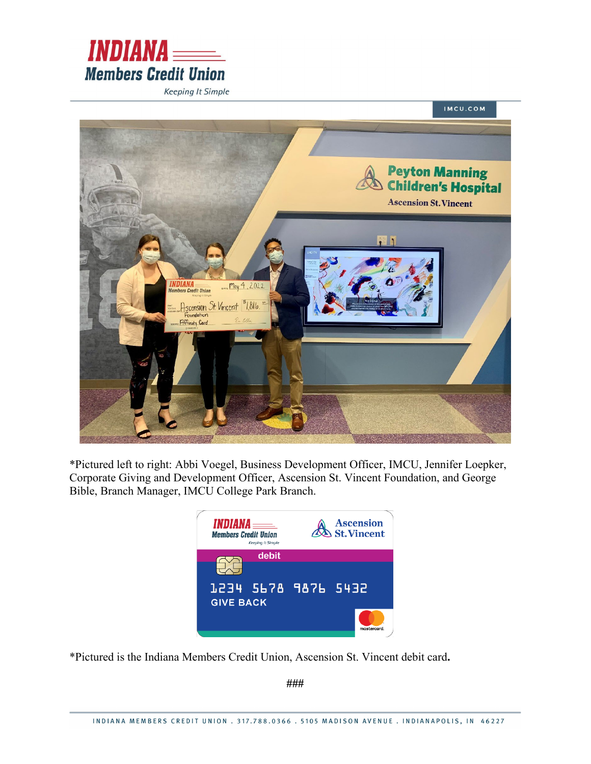*Pictured left to right: Abbi Voegel, Business Development Officer, IMCU, Jennifer Loepker, Corporate Giving and Development Officer, Ascension St. Vincent Foundation, and George Bible, Branch Manager, IMCU College Park Branch.

*Pictured is the Indiana Members Credit Union, Ascension St. Vincent debit card**.**

###